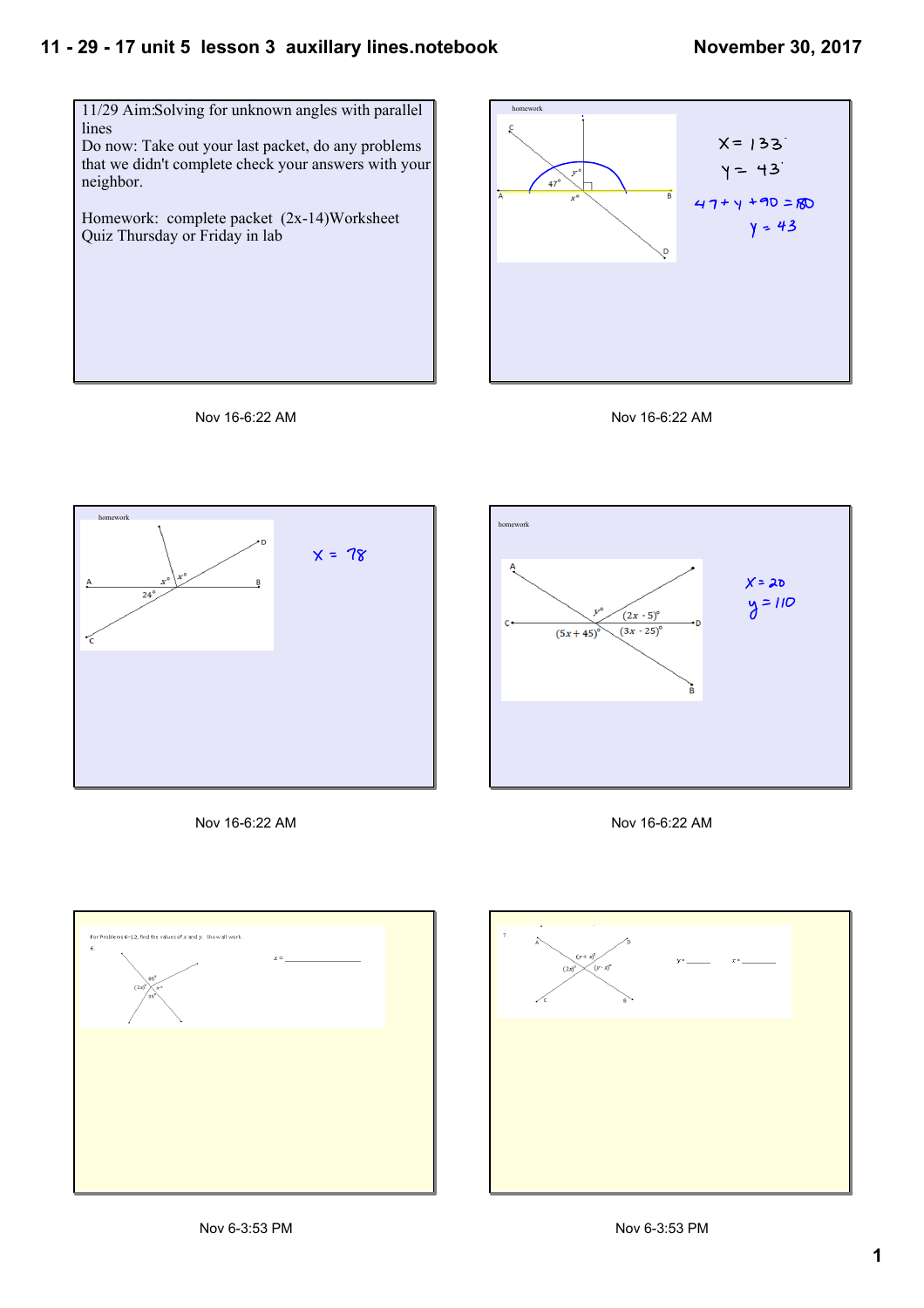11/29 Aim:Solving for unknown angles with parallel lines

Do now: Take out your last packet, do any problems that we didn't complete check your answers with your neighbor.

Homework: complete packet (2x-14)Worksheet

Quiz Thursday or Friday in lab

Nov 16-6:22 AM

homework

$x = 133$

$y = 43$

$47 + y + 90 = 180$

$y = 43$

Nov 16-6:22 AM

homework

$x = 78$

Nov 16-6:22 AM

homework

$x = 20$

$y = 110$

Nov 16-6:22 AM

For Problems 6–12, find the values of x and y. Show all work.

6.

x = ______________

Nov 6-3:53 PM

7.

y = ______ x = ______

Nov 6-3:53 PM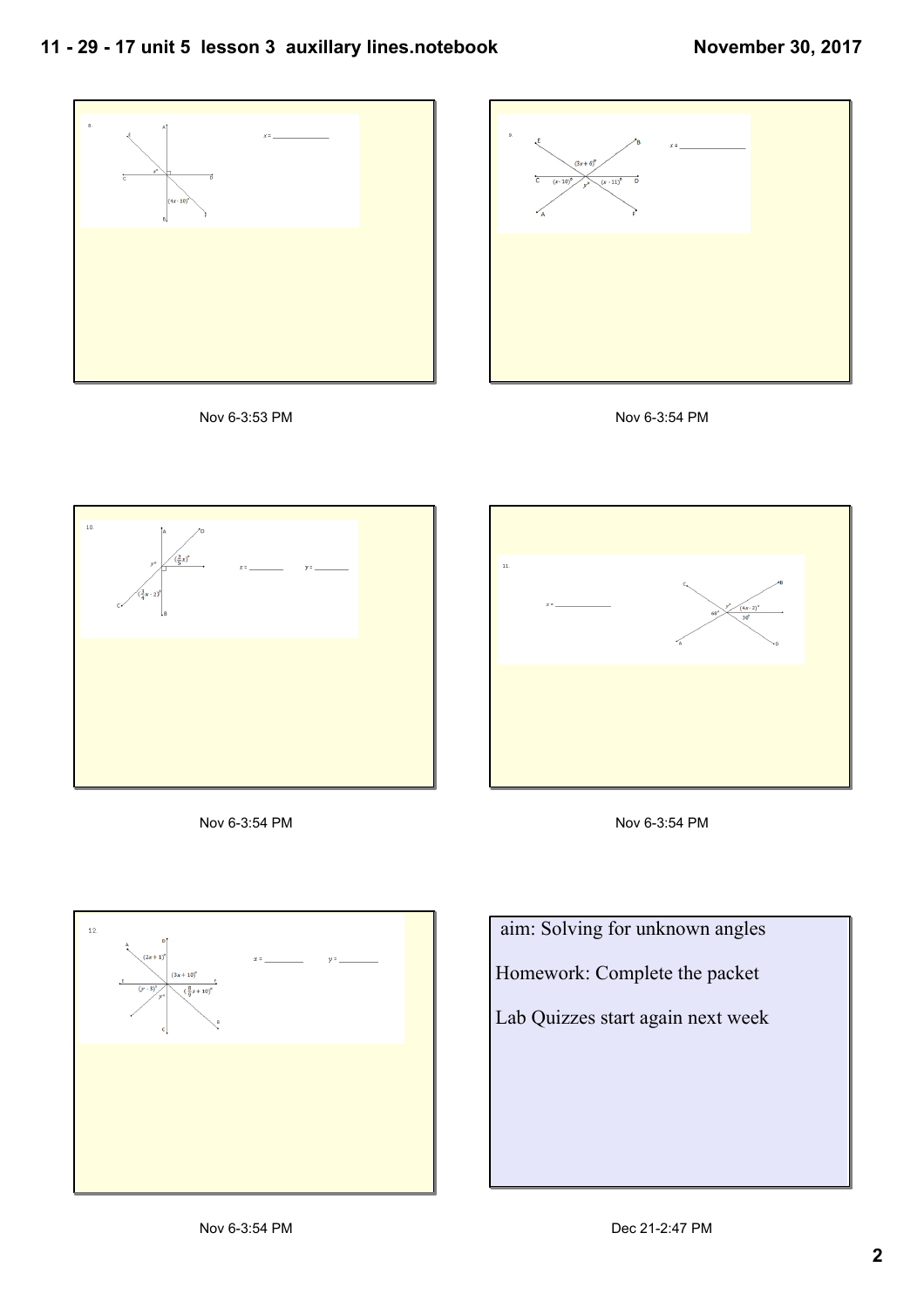8.

$x$ = ____________

$x°$

$(4x - 10)°$

Nov 6-3:53 PM

9.

$x$ = ____________

$(3x + 6)°$

$(x - 10)°$

$(x - 11)°$

$y°$

Nov 6-3:54 PM

10.

$x$ = ________ $y$ = ________

$y°$

$\left(\frac{2}{5}x\right)°$

$\left(\frac{3}{4}x - 2\right)°$

Nov 6-3:54 PM

11.

$x$ = ____________

$y°$

$(4x - 2)°$

$48°$

$30°$

Nov 6-3:54 PM

12.

$x$ = ________ $y$ = ________

$(2x + 1)°$

$(3x + 10)°$

$(y - 8)°$

$\left(\frac{8}{3}x + 10\right)°$

$y°$

Nov 6-3:54 PM

aim: Solving for unknown angles

Homework: Complete the packet

Lab Quizzes start again next week

Dec 21-2:47 PM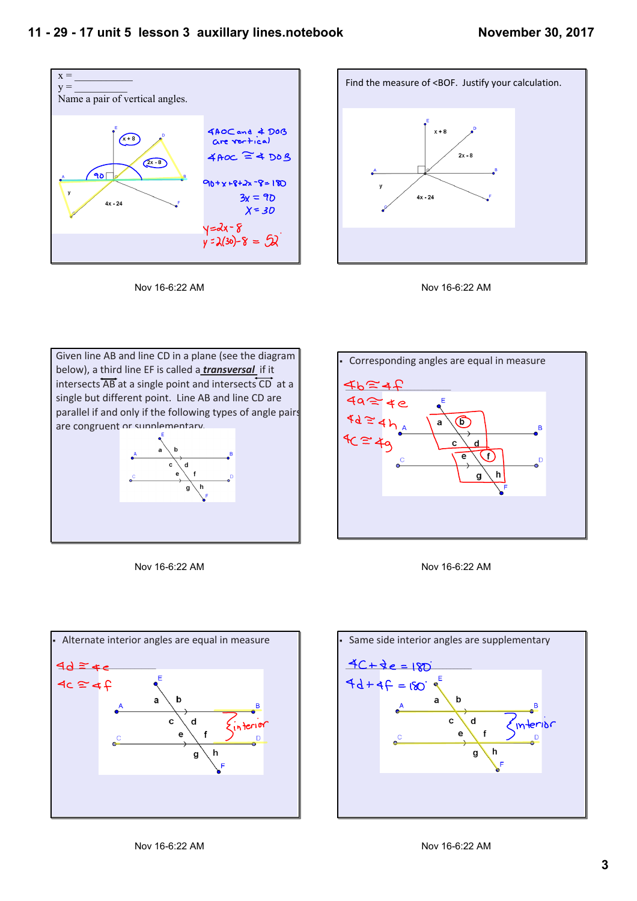x = ____________

y = ____________

Name a pair of vertical angles.

$\angle AOC$ and $\angle DOB$ are vertical

$\angle AOC \cong \angle DOB$

$90 + x + 8 + 2x - 8 = 180$

$3x = 90$

$x = 30$

$y = 2x - 8$

$y = 2(30) - 8 = 52$

Nov 16-6:22 AM

Find the measure of <BOF. Justify your calculation.

Nov 16-6:22 AM

Given line AB and line CD in a plane (see the diagram below), a third line EF is called a ***transversal*** if it intersects $\overleftrightarrow{AB}$ at a single point and intersects $\overleftrightarrow{CD}$ at a single but different point. Line AB and line CD are parallel if and only if the following types of angle pairs are congruent or supplementary.

Nov 16-6:22 AM

- Corresponding angles are equal in measure

$\angle b \cong \angle f$

$\angle a \cong \angle e$

$\angle d \cong \angle h$

$\angle c \cong \angle g$

Nov 16-6:22 AM

- Alternate interior angles are equal in measure

$\angle d \cong \angle e$

$\angle c \cong \angle f$

interior

Nov 16-6:22 AM

- Same side interior angles are supplementary

$\angle c + \angle e = 180°$

$\angle d + \angle f = 180°$

interior

Nov 16-6:22 AM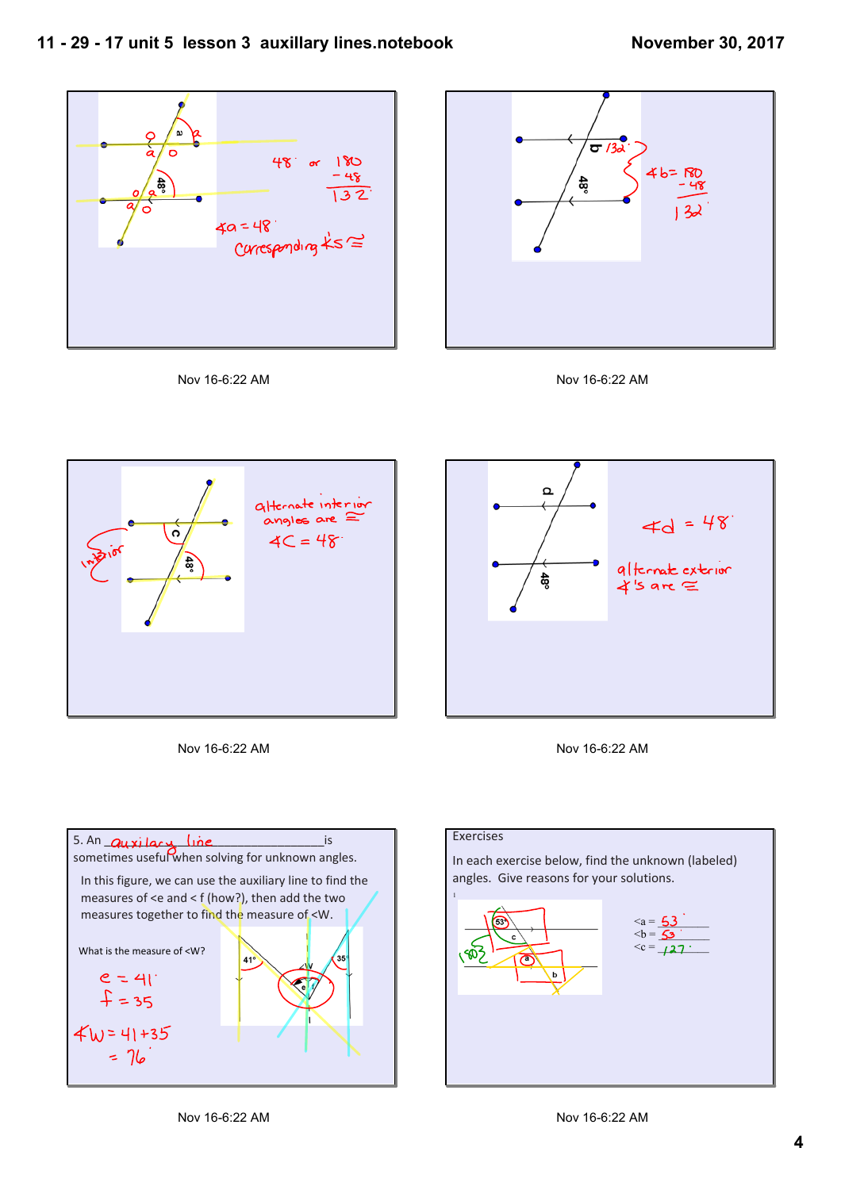48° or 180 − 48 = 132°

∠a = 48°

Corresponding ∠'s ≅

Nov 16-6:22 AM

∠b = 180 − 48 = 132°

Nov 16-6:22 AM

alternate interior angles are ≅

∠C = 48°

interior

Nov 16-6:22 AM

∠d = 48°

alternate exterior ∠'s are ≅

Nov 16-6:22 AM

5. An auxilary line is sometimes useful when solving for unknown angles.

In this figure, we can use the auxiliary line to find the measures of <e and < f (how?), then add the two measures together to find the measure of <W.

What is the measure of <W?

e = 41°
f = 35

∠W = 41 + 35
= 76°

Nov 16-6:22 AM

Exercises

In each exercise below, find the unknown (labeled) angles. Give reasons for your solutions.

1.

<a = 53°

<b = 53

<c = 127°

Nov 16-6:22 AM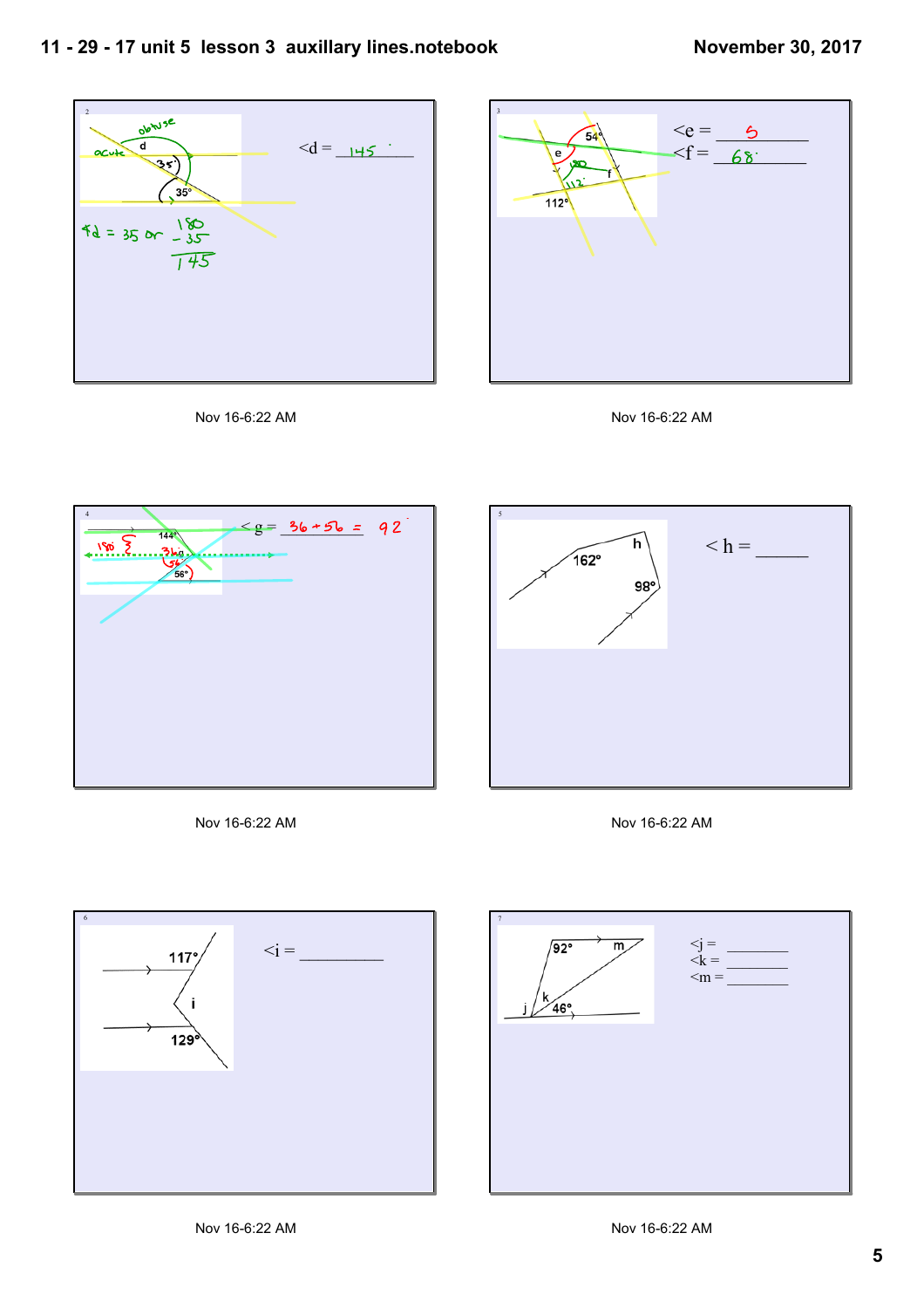# 11 - 29 - 17 unit 5 lesson 3 auxillary lines.notebook

November 30, 2017

2

obtuse

acute

d

35°

35°

$<d =$ 145

$\angle d = 35$ or $180 - 35 = 145$

Nov 16-6:22 AM

3

54°

e

180

112

f

112°

$<e =$ 5

$<f =$ 68

Nov 16-6:22 AM

4

180

144°

36

g

56

56°

$<g =$ 36 + 56 = 92

Nov 16-6:22 AM

5

h

162°

98°

$< h =$ ______

Nov 16-6:22 AM

6

117°

i

129°

$<i =$ __________

Nov 16-6:22 AM

7

92°

m

k

j

46°

$<j =$ ________

$<k =$ ________

$<m =$ ________

Nov 16-6:22 AM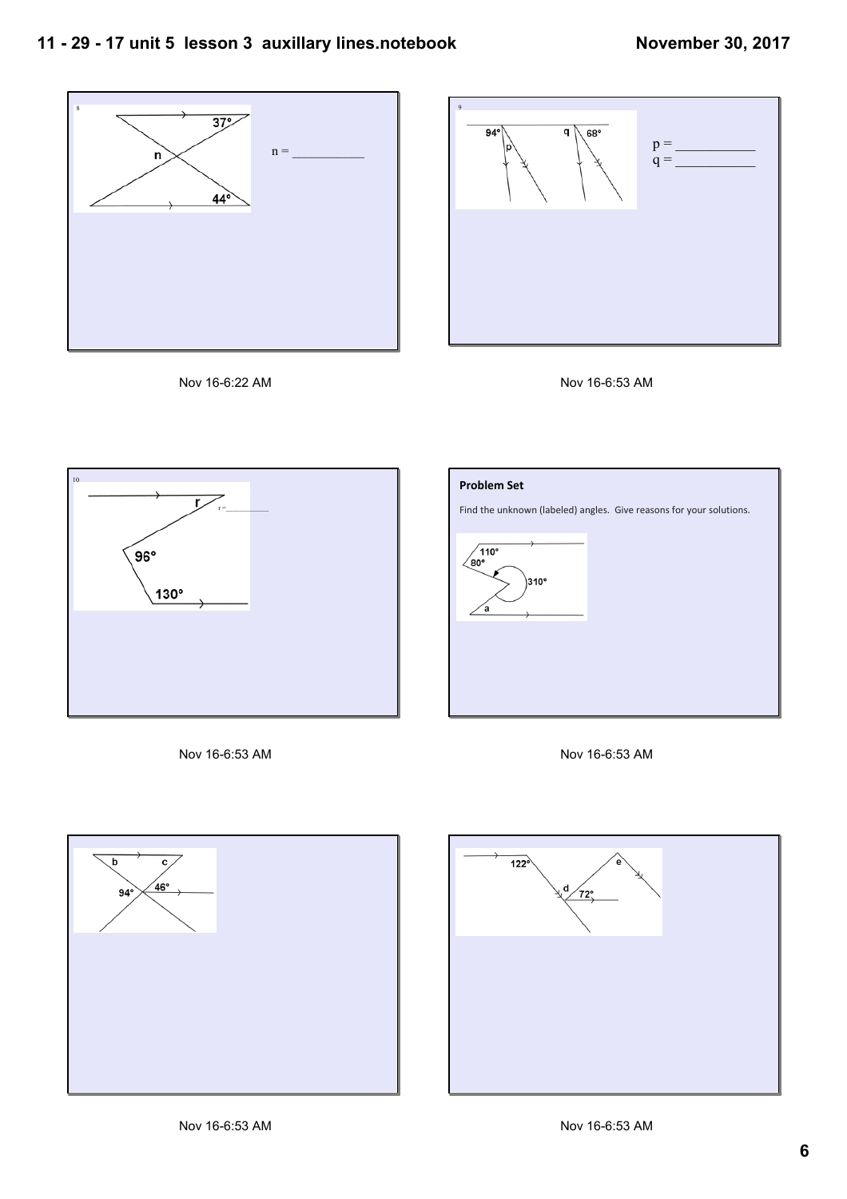8

$n =$ ___________

Nov 16-6:22 AM

9

$p =$ ___________

$q =$ ___________

Nov 16-6:53 AM

10

$r =$ ___________

Nov 16-6:53 AM

**Problem Set**

Find the unknown (labeled) angles. Give reasons for your solutions.

Nov 16-6:53 AM

Nov 16-6:53 AM

Nov 16-6:53 AM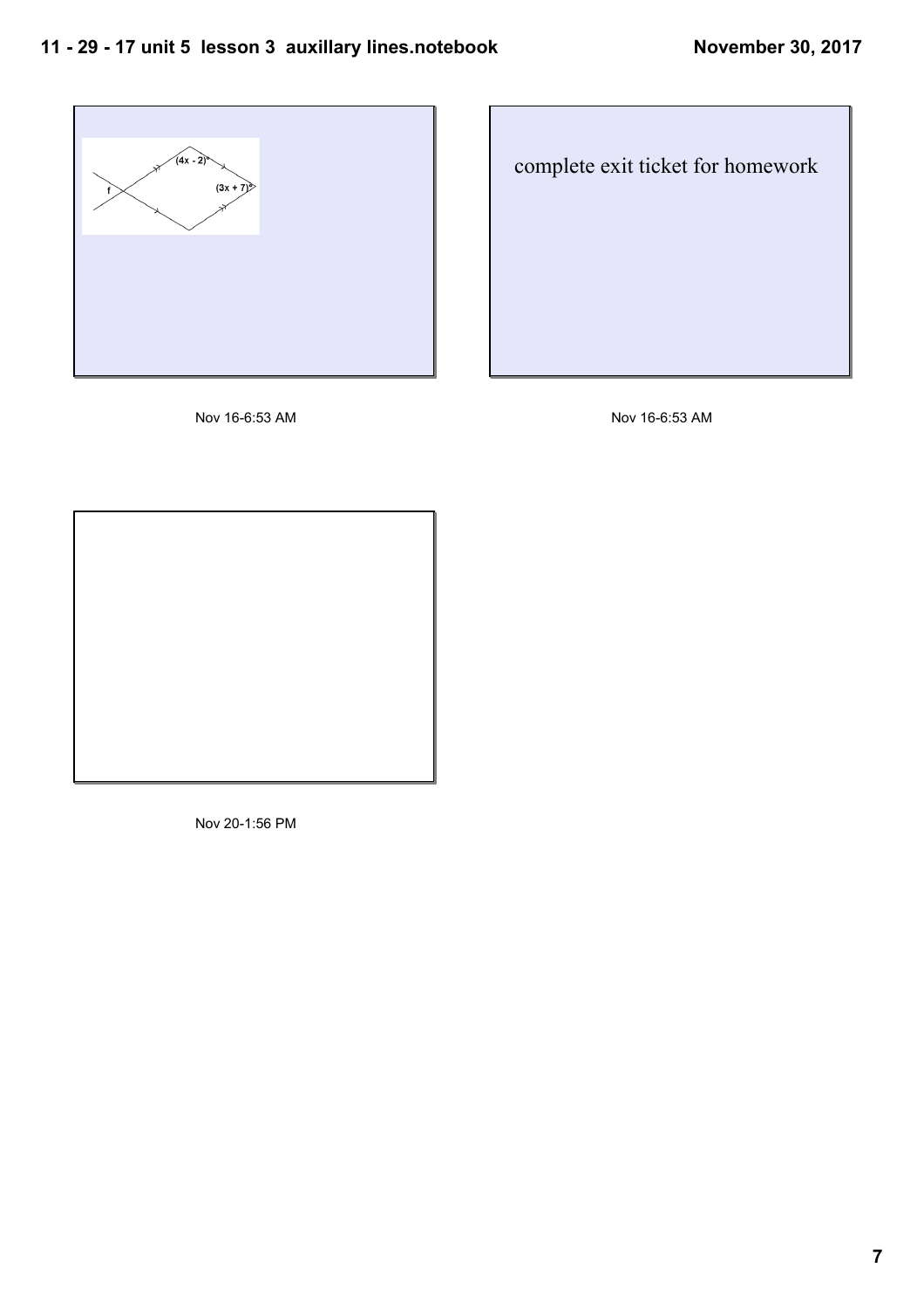$(4x - 2)^\circ$

$f$

$(3x + 7)^\circ$

Nov 16-6:53 AM

complete exit ticket for homework

Nov 16-6:53 AM

Nov 20-1:56 PM